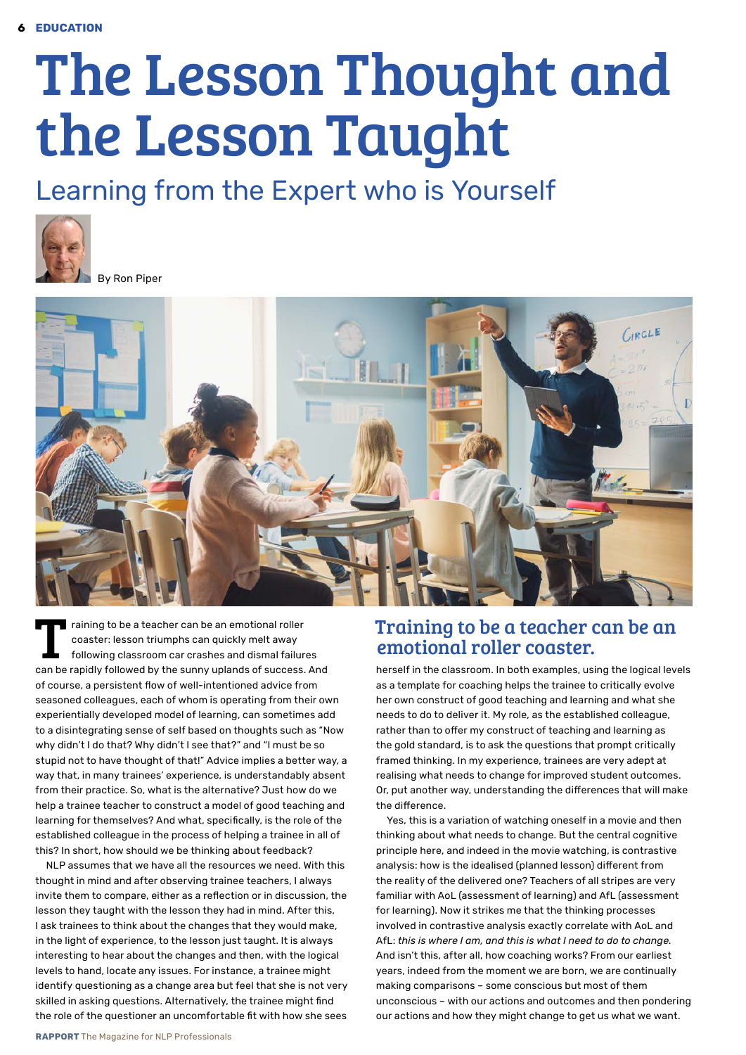# The Lesson Thought and the Lesson Taught

## Learning from the Expert who is Yourself

By Ron Piper

Training to be a teacher can be an emotional roller coaster: lesson triumphs can quickly melt away following classroom car crashes and dismal failures can be rapidly followed by the sunny uplands of success. And of course, a persistent flow of well-intentioned advice from seasoned colleagues, each of whom is operating from their own experientially developed model of learning, can sometimes add to a disintegrating sense of self based on thoughts such as "Now why didn't I do that? Why didn't I see that?" and "I must be so stupid not to have thought of that!" Advice implies a better way, a way that, in many trainees' experience, is understandably absent from their practice. So, what is the alternative? Just how do we help a trainee teacher to construct a model of good teaching and learning for themselves? And what, specifically, is the role of the established colleague in the process of helping a trainee in all of this? In short, how should we be thinking about feedback?

NLP assumes that we have all the resources we need. With this thought in mind and after observing trainee teachers, I always invite them to compare, either as a reflection or in discussion, the lesson they taught with the lesson they had in mind. After this, I ask trainees to think about the changes that they would make, in the light of experience, to the lesson just taught. It is always interesting to hear about the changes and then, with the logical levels to hand, locate any issues. For instance, a trainee might identify questioning as a change area but feel that she is not very skilled in asking questions. Alternatively, the trainee might find the role of the questioner an uncomfortable fit with how she sees herself in the classroom. In both examples, using the logical levels as a template for coaching helps the trainee to critically evolve her own construct of good teaching and learning and what she needs to do to deliver it. My role, as the established colleague, rather than to offer my construct of teaching and learning as the gold standard, is to ask the questions that prompt critically framed thinking. In my experience, trainees are very adept at realising what needs to change for improved student outcomes. Or, put another way, understanding the differences that will make the difference.

### Training to be a teacher can be an emotional roller coaster.

Yes, this is a variation of watching oneself in a movie and then thinking about what needs to change. But the central cognitive principle here, and indeed in the movie watching, is contrastive analysis: how is the idealised (planned lesson) different from the reality of the delivered one? Teachers of all stripes are very familiar with AoL (assessment of learning) and AfL (assessment for learning). Now it strikes me that the thinking processes involved in contrastive analysis exactly correlate with AoL and AfL: *this is where I am, and this is what I need to do to change.* And isn't this, after all, how coaching works? From our earliest years, indeed from the moment we are born, we are continually making comparisons – some conscious but most of them unconscious – with our actions and outcomes and then pondering our actions and how they might change to get us what we want.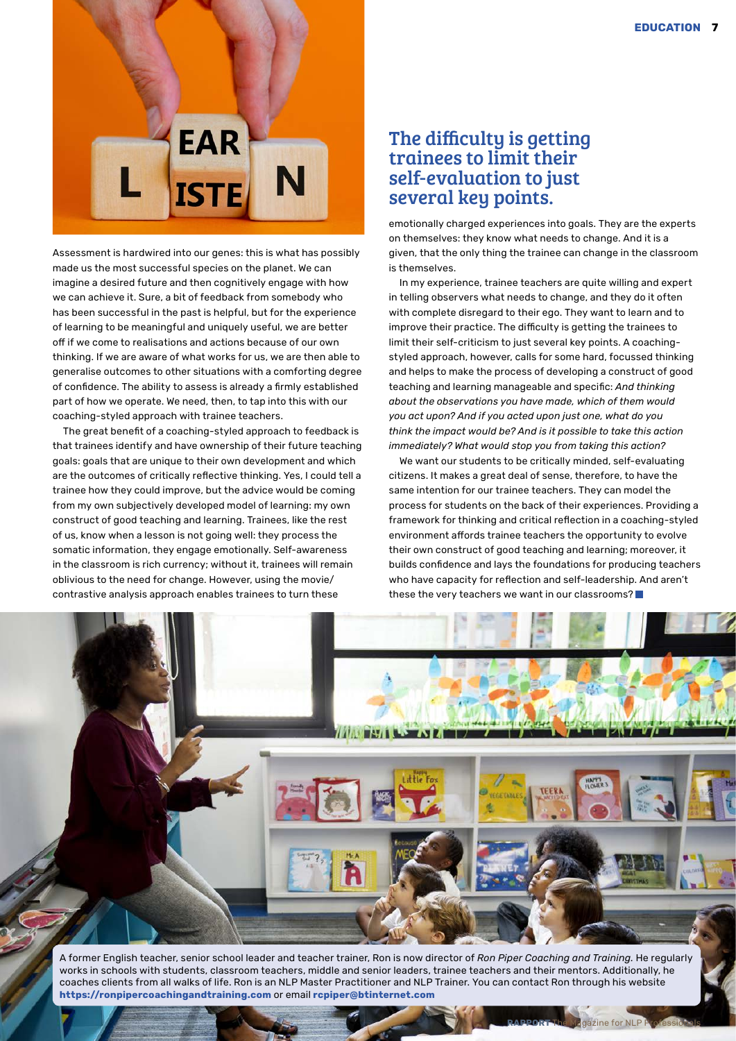Assessment is hardwired into our genes: this is what has possibly made us the most successful species on the planet. We can imagine a desired future and then cognitively engage with how we can achieve it. Sure, a bit of feedback from somebody who has been successful in the past is helpful, but for the experience of learning to be meaningful and uniquely useful, we are better off if we come to realisations and actions because of our own thinking. If we are aware of what works for us, we are then able to generalise outcomes to other situations with a comforting degree of confidence. The ability to assess is already a firmly established part of how we operate. We need, then, to tap into this with our coaching-styled approach with trainee teachers.

The great benefit of a coaching-styled approach to feedback is that trainees identify and have ownership of their future teaching goals: goals that are unique to their own development and which are the outcomes of critically reflective thinking. Yes, I could tell a trainee how they could improve, but the advice would be coming from my own subjectively developed model of learning: my own construct of good teaching and learning. Trainees, like the rest of us, know when a lesson is not going well: they process the somatic information, they engage emotionally. Self-awareness in the classroom is rich currency; without it, trainees will remain oblivious to the need for change. However, using the movie/contrastive analysis approach enables trainees to turn these emotionally charged experiences into goals. They are the experts on themselves: they know what needs to change. And it is a given, that the only thing the trainee can change in the classroom is themselves.

> *The difficulty is getting trainees to limit their self-evaluation to just several key points.*

In my experience, trainee teachers are quite willing and expert in telling observers what needs to change, and they do it often with complete disregard to their ego. They want to learn and to improve their practice. The difficulty is getting the trainees to limit their self-criticism to just several key points. A coaching-styled approach, however, calls for some hard, focussed thinking and helps to make the process of developing a construct of good teaching and learning manageable and specific: *And thinking about the observations you have made, which of them would you act upon? And if you acted upon just one, what do you think the impact would be? And is it possible to take this action immediately? What would stop you from taking this action?*

We want our students to be critically minded, self-evaluating citizens. It makes a great deal of sense, therefore, to have the same intention for our trainee teachers. They can model the process for students on the back of their experiences. Providing a framework for thinking and critical reflection in a coaching-styled environment affords trainee teachers the opportunity to evolve their own construct of good teaching and learning; moreover, it builds confidence and lays the foundations for producing teachers who have capacity for reflection and self-leadership. And aren't these the very teachers we want in our classrooms?

A former English teacher, senior school leader and teacher trainer, Ron is now director of *Ron Piper Coaching and Training*. He regularly works in schools with students, classroom teachers, middle and senior leaders, trainee teachers and their mentors. Additionally, he coaches clients from all walks of life. Ron is an NLP Master Practitioner and NLP Trainer. You can contact Ron through his website **https://ronpipercoachingandtraining.com** or email **rcpiper@btinternet.com**